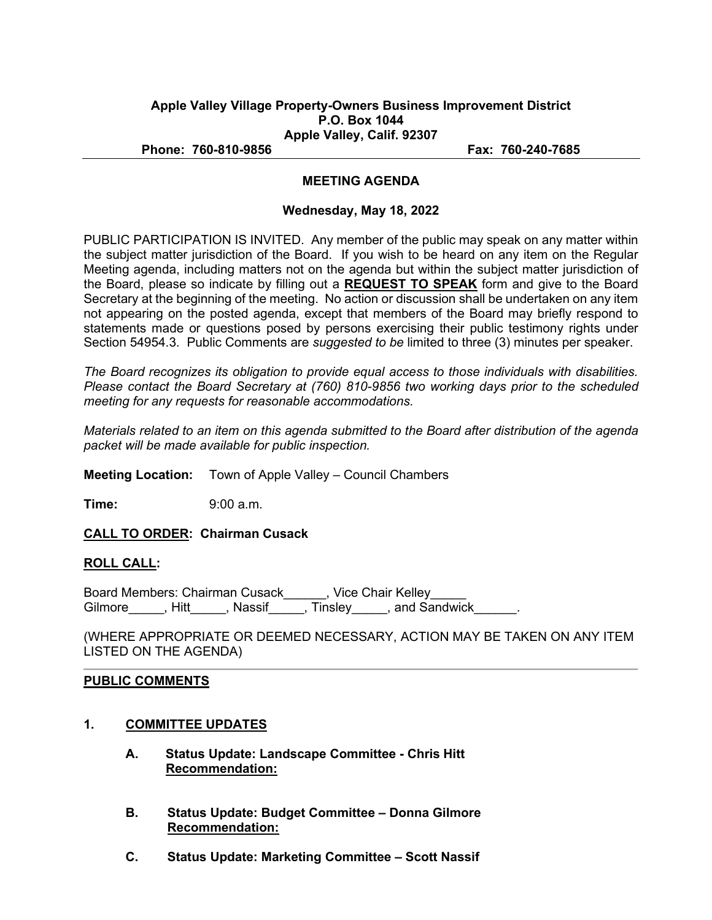**Apple Valley Village Property-Owners Business Improvement District**
**P.O. Box 1044**
**Apple Valley, Calif. 92307**
**Phone: 760-810-9856** **Fax: 760-240-7685**

---

# MEETING AGENDA

**Wednesday, May 18, 2022**

PUBLIC PARTICIPATION IS INVITED. Any member of the public may speak on any matter within the subject matter jurisdiction of the Board. If you wish to be heard on any item on the Regular Meeting agenda, including matters not on the agenda but within the subject matter jurisdiction of the Board, please so indicate by filling out a **REQUEST TO SPEAK** form and give to the Board Secretary at the beginning of the posted meeting. No action or discussion shall be undertaken on any item not appearing on the posted agenda, except that members of the Board may briefly respond to statements made or questions posed by persons exercising their public testimony rights under Section 54954.3. Public Comments are *suggested to be* limited to three (3) minutes per speaker.

*The Board recognizes its obligation to provide equal access to those individuals with disabilities. Please contact the Board Secretary at (760) 810-9856 two working days prior to the scheduled meeting for any requests for reasonable accommodations.*

*Materials related to an item on this agenda submitted to the Board after distribution of the agenda packet will be made available for public inspection.*

**Meeting Location:** Town of Apple Valley – Council Chambers

**Time:** 9:00 a.m.

**CALL TO ORDER: Chairman Cusack**

**ROLL CALL:**

Board Members: Chairman Cusack______, Vice Chair Kelley_____
Gilmore_____, Hitt_____, Nassif_____, Tinsley_____, and Sandwick______.

(WHERE APPROPRIATE OR DEEMED NECESSARY, ACTION MAY BE TAKEN ON ANY ITEM LISTED ON THE AGENDA)

---

**PUBLIC COMMENTS**

**1. COMMITTEE UPDATES**

**A. Status Update: Landscape Committee - Chris Hitt**
**Recommendation:**

**B. Status Update: Budget Committee – Donna Gilmore**
**Recommendation:**

**C. Status Update: Marketing Committee – Scott Nassif**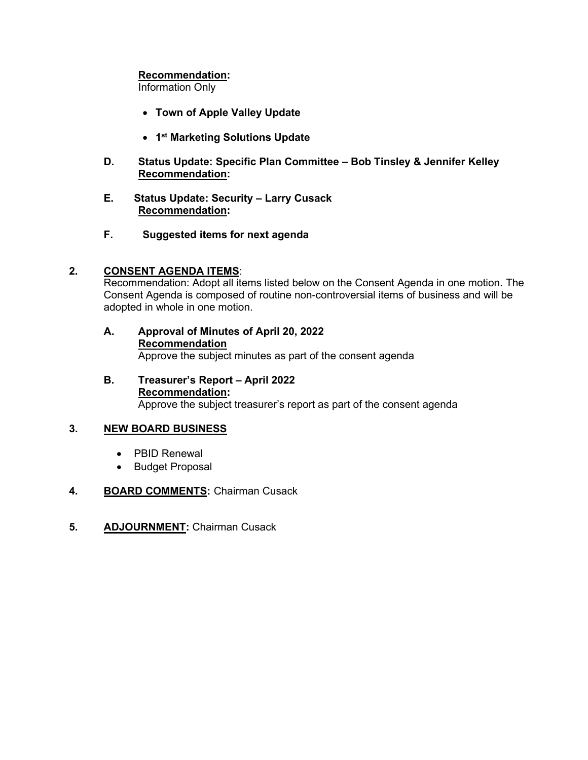**Recommendation:**
Information Only

- **Town of Apple Valley Update**
- **1st Marketing Solutions Update**

**D. Status Update: Specific Plan Committee – Bob Tinsley & Jennifer Kelley**
**Recommendation:**

**E. Status Update: Security – Larry Cusack**
**Recommendation:**

**F. Suggested items for next agenda**

**2. CONSENT AGENDA ITEMS**:
Recommendation: Adopt all items listed below on the Consent Agenda in one motion. The Consent Agenda is composed of routine non-controversial items of business and will be adopted in whole in one motion.

**A. Approval of Minutes of April 20, 2022**
**Recommendation**
Approve the subject minutes as part of the consent agenda

**B. Treasurer's Report – April 2022**
**Recommendation:**
Approve the subject treasurer's report as part of the consent agenda

**3. NEW BOARD BUSINESS**

- PBID Renewal
- Budget Proposal

**4. BOARD COMMENTS:** Chairman Cusack

**5. ADJOURNMENT:** Chairman Cusack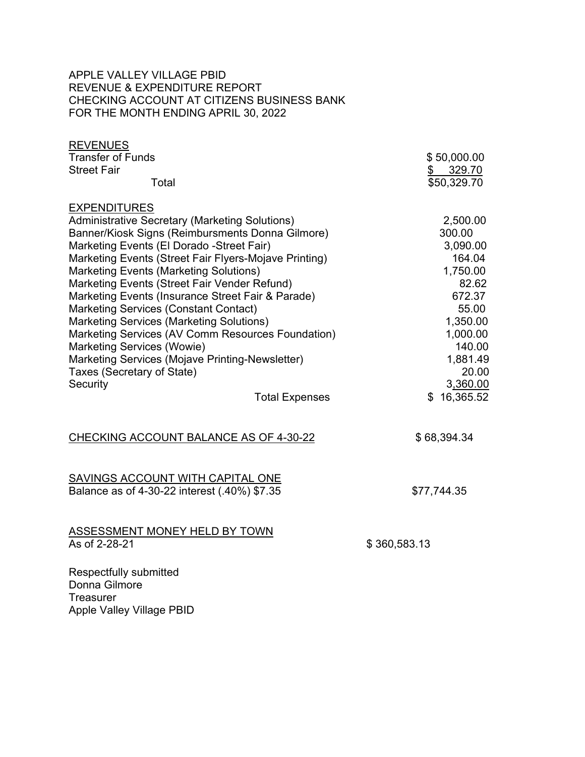APPLE VALLEY VILLAGE PBID
REVENUE & EXPENDITURE REPORT
CHECKING ACCOUNT AT CITIZENS BUSINESS BANK
FOR THE MONTH ENDING APRIL 30, 2022

| | |
|---|---|
| **REVENUES** | |
| Transfer of Funds | $ 50,000.00 |
| Street Fair | $ 329.70 |
| Total | $50,329.70 |
| **EXPENDITURES** | |
| Administrative Secretary (Marketing Solutions) | 2,500.00 |
| Banner/Kiosk Signs (Reimbursments Donna Gilmore) | 300.00 |
| Marketing Events (El Dorado -Street Fair) | 3,090.00 |
| Marketing Events (Street Fair Flyers-Mojave Printing) | 164.04 |
| Marketing Events (Marketing Solutions) | 1,750.00 |
| Marketing Events (Street Fair Vender Refund) | 82.62 |
| Marketing Events (Insurance Street Fair & Parade) | 672.37 |
| Marketing Services (Constant Contact) | 55.00 |
| Marketing Services (Marketing Solutions) | 1,350.00 |
| Marketing Services (AV Comm Resources Foundation) | 1,000.00 |
| Marketing Services (Wowie) | 140.00 |
| Marketing Services (Mojave Printing-Newsletter) | 1,881.49 |
| Taxes (Secretary of State) | 20.00 |
| Security | 3,360.00 |
| Total Expenses | $ 16,365.52 |

CHECKING ACCOUNT BALANCE AS OF 4-30-22 — $ 68,394.34

SAVINGS ACCOUNT WITH CAPITAL ONE
Balance as of 4-30-22 interest (.40%) $7.35 — $77,744.35

ASSESSMENT MONEY HELD BY TOWN
As of 2-28-21 — $ 360,583.13

Respectfully submitted
Donna Gilmore
Treasurer
Apple Valley Village PBID